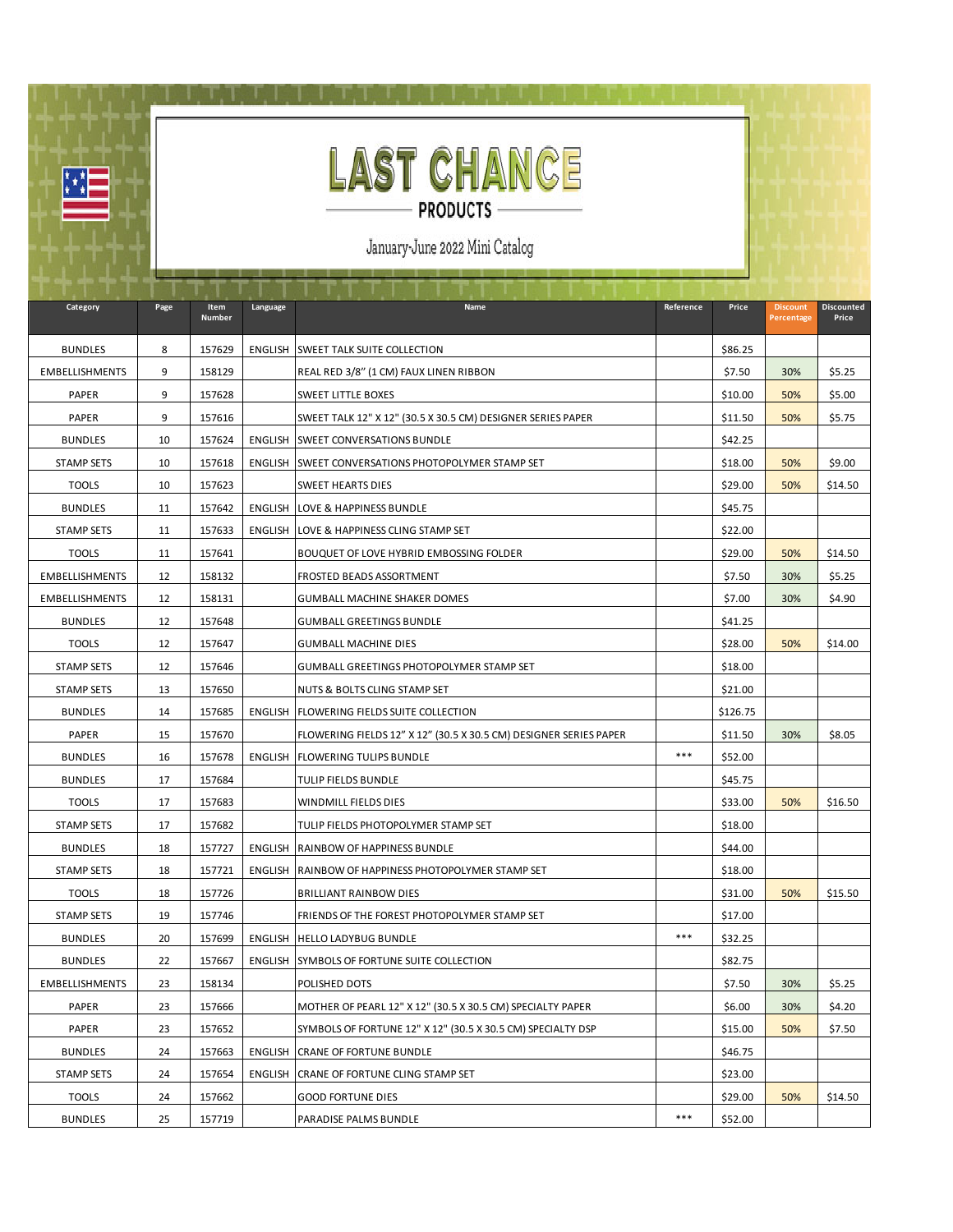# LAST CHANCE

## PRODUCTS

January-June 2022 Mini Catalog

| Category | Page | Item Number | Language | Name | Reference | Price | Discount Percentage | Discounted Price |
|---|---|---|---|---|---|---|---|---|
| BUNDLES | 8 | 157629 | ENGLISH | SWEET TALK SUITE COLLECTION | | $86.25 | | |
| EMBELLISHMENTS | 9 | 158129 | | REAL RED 3/8" (1 CM) FAUX LINEN RIBBON | | $7.50 | 30% | $5.25 |
| PAPER | 9 | 157628 | | SWEET LITTLE BOXES | | $10.00 | 50% | $5.00 |
| PAPER | 9 | 157616 | | SWEET TALK 12" X 12" (30.5 X 30.5 CM) DESIGNER SERIES PAPER | | $11.50 | 50% | $5.75 |
| BUNDLES | 10 | 157624 | ENGLISH | SWEET CONVERSATIONS BUNDLE | | $42.25 | | |
| STAMP SETS | 10 | 157618 | ENGLISH | SWEET CONVERSATIONS PHOTOPOLYMER STAMP SET | | $18.00 | 50% | $9.00 |
| TOOLS | 10 | 157623 | | SWEET HEARTS DIES | | $29.00 | 50% | $14.50 |
| BUNDLES | 11 | 157642 | ENGLISH | LOVE & HAPPINESS BUNDLE | | $45.75 | | |
| STAMP SETS | 11 | 157633 | ENGLISH | LOVE & HAPPINESS CLING STAMP SET | | $22.00 | | |
| TOOLS | 11 | 157641 | | BOUQUET OF LOVE HYBRID EMBOSSING FOLDER | | $29.00 | 50% | $14.50 |
| EMBELLISHMENTS | 12 | 158132 | | FROSTED BEADS ASSORTMENT | | $7.50 | 30% | $5.25 |
| EMBELLISHMENTS | 12 | 158131 | | GUMBALL MACHINE SHAKER DOMES | | $7.00 | 30% | $4.90 |
| BUNDLES | 12 | 157648 | | GUMBALL GREETINGS BUNDLE | | $41.25 | | |
| TOOLS | 12 | 157647 | | GUMBALL MACHINE DIES | | $28.00 | 50% | $14.00 |
| STAMP SETS | 12 | 157646 | | GUMBALL GREETINGS PHOTOPOLYMER STAMP SET | | $18.00 | | |
| STAMP SETS | 13 | 157650 | | NUTS & BOLTS CLING STAMP SET | | $21.00 | | |
| BUNDLES | 14 | 157685 | ENGLISH | FLOWERING FIELDS SUITE COLLECTION | | $126.75 | | |
| PAPER | 15 | 157670 | | FLOWERING FIELDS 12" X 12" (30.5 X 30.5 CM) DESIGNER SERIES PAPER | | $11.50 | 30% | $8.05 |
| BUNDLES | 16 | 157678 | ENGLISH | FLOWERING TULIPS BUNDLE | *** | $52.00 | | |
| BUNDLES | 17 | 157684 | | TULIP FIELDS BUNDLE | | $45.75 | | |
| TOOLS | 17 | 157683 | | WINDMILL FIELDS DIES | | $33.00 | 50% | $16.50 |
| STAMP SETS | 17 | 157682 | | TULIP FIELDS PHOTOPOLYMER STAMP SET | | $18.00 | | |
| BUNDLES | 18 | 157727 | ENGLISH | RAINBOW OF HAPPINESS BUNDLE | | $44.00 | | |
| STAMP SETS | 18 | 157721 | ENGLISH | RAINBOW OF HAPPINESS PHOTOPOLYMER STAMP SET | | $18.00 | | |
| TOOLS | 18 | 157726 | | BRILLIANT RAINBOW DIES | | $31.00 | 50% | $15.50 |
| STAMP SETS | 19 | 157746 | | FRIENDS OF THE FOREST PHOTOPOLYMER STAMP SET | | $17.00 | | |
| BUNDLES | 20 | 157699 | ENGLISH | HELLO LADYBUG BUNDLE | *** | $32.25 | | |
| BUNDLES | 22 | 157667 | ENGLISH | SYMBOLS OF FORTUNE SUITE COLLECTION | | $82.75 | | |
| EMBELLISHMENTS | 23 | 158134 | | POLISHED DOTS | | $7.50 | 30% | $5.25 |
| PAPER | 23 | 157666 | | MOTHER OF PEARL 12" X 12" (30.5 X 30.5 CM) SPECIALTY PAPER | | $6.00 | 30% | $4.20 |
| PAPER | 23 | 157652 | | SYMBOLS OF FORTUNE 12" X 12" (30.5 X 30.5 CM) SPECIALTY DSP | | $15.00 | 50% | $7.50 |
| BUNDLES | 24 | 157663 | ENGLISH | CRANE OF FORTUNE BUNDLE | | $46.75 | | |
| STAMP SETS | 24 | 157654 | ENGLISH | CRANE OF FORTUNE CLING STAMP SET | | $23.00 | | |
| TOOLS | 24 | 157662 | | GOOD FORTUNE DIES | | $29.00 | 50% | $14.50 |
| BUNDLES | 25 | 157719 | | PARADISE PALMS BUNDLE | *** | $52.00 | | |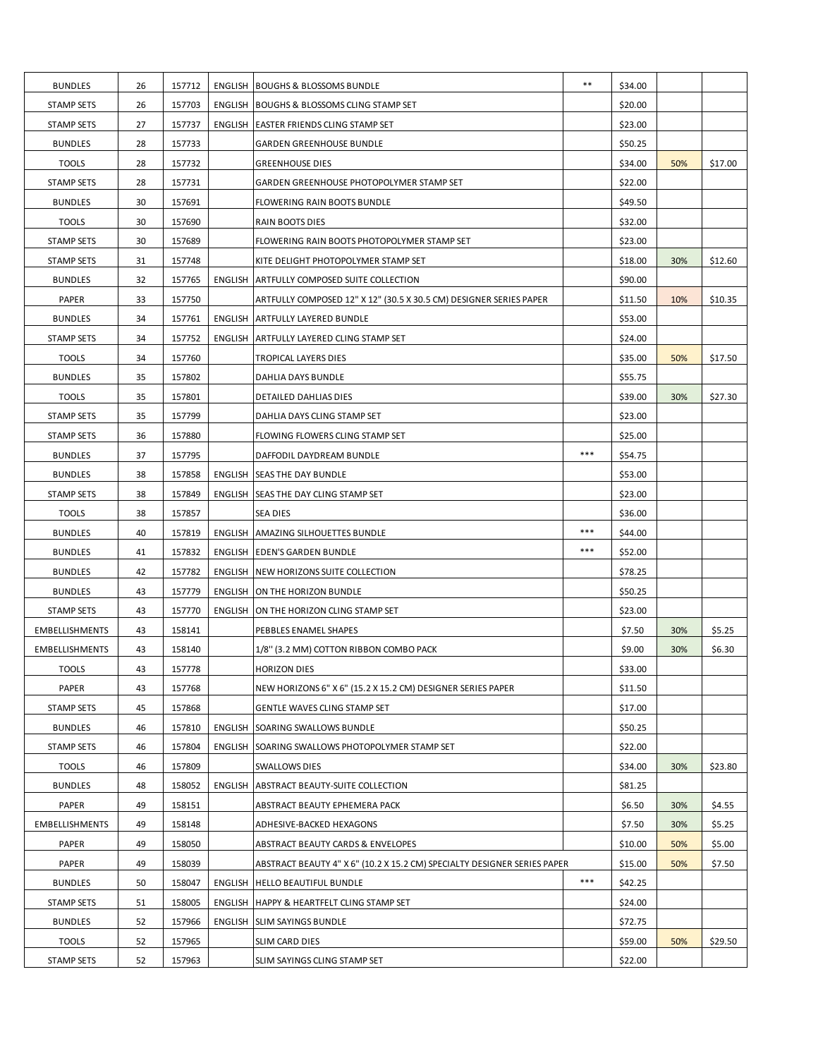| | | | | | | | | |
|---|---|---|---|---|---|---|---|---|
| BUNDLES | 26 | 157712 | ENGLISH | BOUGHS & BLOSSOMS BUNDLE | ** | $34.00 | | |
| STAMP SETS | 26 | 157703 | ENGLISH | BOUGHS & BLOSSOMS CLING STAMP SET | | $20.00 | | |
| STAMP SETS | 27 | 157737 | ENGLISH | EASTER FRIENDS CLING STAMP SET | | $23.00 | | |
| BUNDLES | 28 | 157733 | | GARDEN GREENHOUSE BUNDLE | | $50.25 | | |
| TOOLS | 28 | 157732 | | GREENHOUSE DIES | | $34.00 | 50% | $17.00 |
| STAMP SETS | 28 | 157731 | | GARDEN GREENHOUSE PHOTOPOLYMER STAMP SET | | $22.00 | | |
| BUNDLES | 30 | 157691 | | FLOWERING RAIN BOOTS BUNDLE | | $49.50 | | |
| TOOLS | 30 | 157690 | | RAIN BOOTS DIES | | $32.00 | | |
| STAMP SETS | 30 | 157689 | | FLOWERING RAIN BOOTS PHOTOPOLYMER STAMP SET | | $23.00 | | |
| STAMP SETS | 31 | 157748 | | KITE DELIGHT PHOTOPOLYMER STAMP SET | | $18.00 | 30% | $12.60 |
| BUNDLES | 32 | 157765 | ENGLISH | ARTFULLY COMPOSED SUITE COLLECTION | | $90.00 | | |
| PAPER | 33 | 157750 | | ARTFULLY COMPOSED 12" X 12" (30.5 X 30.5 CM) DESIGNER SERIES PAPER | | $11.50 | 10% | $10.35 |
| BUNDLES | 34 | 157761 | ENGLISH | ARTFULLY LAYERED BUNDLE | | $53.00 | | |
| STAMP SETS | 34 | 157752 | ENGLISH | ARTFULLY LAYERED CLING STAMP SET | | $24.00 | | |
| TOOLS | 34 | 157760 | | TROPICAL LAYERS DIES | | $35.00 | 50% | $17.50 |
| BUNDLES | 35 | 157802 | | DAHLIA DAYS BUNDLE | | $55.75 | | |
| TOOLS | 35 | 157801 | | DETAILED DAHLIAS DIES | | $39.00 | 30% | $27.30 |
| STAMP SETS | 35 | 157799 | | DAHLIA DAYS CLING STAMP SET | | $23.00 | | |
| STAMP SETS | 36 | 157880 | | FLOWING FLOWERS CLING STAMP SET | | $25.00 | | |
| BUNDLES | 37 | 157795 | | DAFFODIL DAYDREAM BUNDLE | *** | $54.75 | | |
| BUNDLES | 38 | 157858 | ENGLISH | SEAS THE DAY BUNDLE | | $53.00 | | |
| STAMP SETS | 38 | 157849 | ENGLISH | SEAS THE DAY CLING STAMP SET | | $23.00 | | |
| TOOLS | 38 | 157857 | | SEA DIES | | $36.00 | | |
| BUNDLES | 40 | 157819 | ENGLISH | AMAZING SILHOUETTES BUNDLE | *** | $44.00 | | |
| BUNDLES | 41 | 157832 | ENGLISH | EDEN'S GARDEN BUNDLE | *** | $52.00 | | |
| BUNDLES | 42 | 157782 | ENGLISH | NEW HORIZONS SUITE COLLECTION | | $78.25 | | |
| BUNDLES | 43 | 157779 | ENGLISH | ON THE HORIZON BUNDLE | | $50.25 | | |
| STAMP SETS | 43 | 157770 | ENGLISH | ON THE HORIZON CLING STAMP SET | | $23.00 | | |
| EMBELLISHMENTS | 43 | 158141 | | PEBBLES ENAMEL SHAPES | | $7.50 | 30% | $5.25 |
| EMBELLISHMENTS | 43 | 158140 | | 1/8'' (3.2 MM) COTTON RIBBON COMBO PACK | | $9.00 | 30% | $6.30 |
| TOOLS | 43 | 157778 | | HORIZON DIES | | $33.00 | | |
| PAPER | 43 | 157768 | | NEW HORIZONS 6" X 6" (15.2 X 15.2 CM) DESIGNER SERIES PAPER | | $11.50 | | |
| STAMP SETS | 45 | 157868 | | GENTLE WAVES CLING STAMP SET | | $17.00 | | |
| BUNDLES | 46 | 157810 | ENGLISH | SOARING SWALLOWS BUNDLE | | $50.25 | | |
| STAMP SETS | 46 | 157804 | ENGLISH | SOARING SWALLOWS PHOTOPOLYMER STAMP SET | | $22.00 | | |
| TOOLS | 46 | 157809 | | SWALLOWS DIES | | $34.00 | 30% | $23.80 |
| BUNDLES | 48 | 158052 | ENGLISH | ABSTRACT BEAUTY-SUITE COLLECTION | | $81.25 | | |
| PAPER | 49 | 158151 | | ABSTRACT BEAUTY EPHEMERA PACK | | $6.50 | 30% | $4.55 |
| EMBELLISHMENTS | 49 | 158148 | | ADHESIVE-BACKED HEXAGONS | | $7.50 | 30% | $5.25 |
| PAPER | 49 | 158050 | | ABSTRACT BEAUTY CARDS & ENVELOPES | | $10.00 | 50% | $5.00 |
| PAPER | 49 | 158039 | | ABSTRACT BEAUTY 4" X 6" (10.2 X 15.2 CM) SPECIALTY DESIGNER SERIES PAPER | | $15.00 | 50% | $7.50 |
| BUNDLES | 50 | 158047 | ENGLISH | HELLO BEAUTIFUL BUNDLE | *** | $42.25 | | |
| STAMP SETS | 51 | 158005 | ENGLISH | HAPPY & HEARTFELT CLING STAMP SET | | $24.00 | | |
| BUNDLES | 52 | 157966 | ENGLISH | SLIM SAYINGS BUNDLE | | $72.75 | | |
| TOOLS | 52 | 157965 | | SLIM CARD DIES | | $59.00 | 50% | $29.50 |
| STAMP SETS | 52 | 157963 | | SLIM SAYINGS CLING STAMP SET | | $22.00 | | |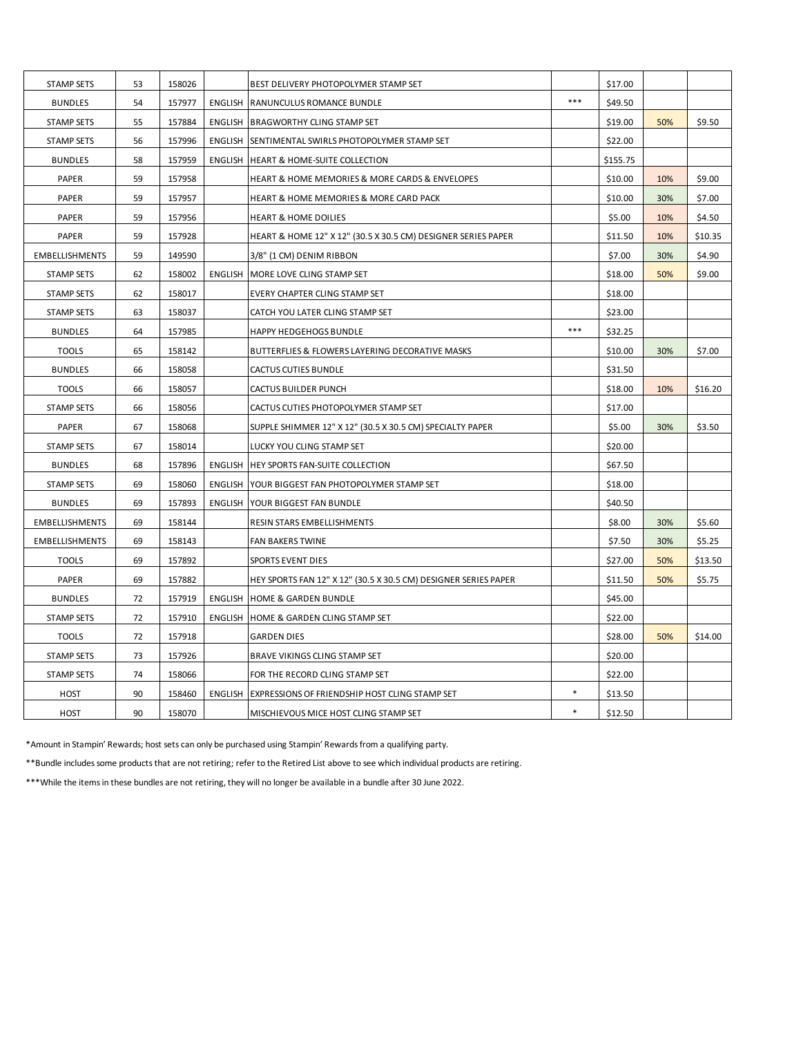| | | | | | | | | |
|---|---|---|---|---|---|---|---|---|
| STAMP SETS | 53 | 158026 | | BEST DELIVERY PHOTOPOLYMER STAMP SET | | $17.00 | | |
| BUNDLES | 54 | 157977 | ENGLISH | RANUNCULUS ROMANCE BUNDLE | *** | $49.50 | | |
| STAMP SETS | 55 | 157884 | ENGLISH | BRAGWORTHY CLING STAMP SET | | $19.00 | 50% | $9.50 |
| STAMP SETS | 56 | 157996 | ENGLISH | SENTIMENTAL SWIRLS PHOTOPOLYMER STAMP SET | | $22.00 | | |
| BUNDLES | 58 | 157959 | ENGLISH | HEART & HOME-SUITE COLLECTION | | $155.75 | | |
| PAPER | 59 | 157958 | | HEART & HOME MEMORIES & MORE CARDS & ENVELOPES | | $10.00 | 10% | $9.00 |
| PAPER | 59 | 157957 | | HEART & HOME MEMORIES & MORE CARD PACK | | $10.00 | 30% | $7.00 |
| PAPER | 59 | 157956 | | HEART & HOME DOILIES | | $5.00 | 10% | $4.50 |
| PAPER | 59 | 157928 | | HEART & HOME 12" X 12" (30.5 X 30.5 CM) DESIGNER SERIES PAPER | | $11.50 | 10% | $10.35 |
| EMBELLISHMENTS | 59 | 149590 | | 3/8" (1 CM) DENIM RIBBON | | $7.00 | 30% | $4.90 |
| STAMP SETS | 62 | 158002 | ENGLISH | MORE LOVE CLING STAMP SET | | $18.00 | 50% | $9.00 |
| STAMP SETS | 62 | 158017 | | EVERY CHAPTER CLING STAMP SET | | $18.00 | | |
| STAMP SETS | 63 | 158037 | | CATCH YOU LATER CLING STAMP SET | | $23.00 | | |
| BUNDLES | 64 | 157985 | | HAPPY HEDGEHOGS BUNDLE | *** | $32.25 | | |
| TOOLS | 65 | 158142 | | BUTTERFLIES & FLOWERS LAYERING DECORATIVE MASKS | | $10.00 | 30% | $7.00 |
| BUNDLES | 66 | 158058 | | CACTUS CUTIES BUNDLE | | $31.50 | | |
| TOOLS | 66 | 158057 | | CACTUS BUILDER PUNCH | | $18.00 | 10% | $16.20 |
| STAMP SETS | 66 | 158056 | | CACTUS CUTIES PHOTOPOLYMER STAMP SET | | $17.00 | | |
| PAPER | 67 | 158068 | | SUPPLE SHIMMER 12" X 12" (30.5 X 30.5 CM) SPECIALTY PAPER | | $5.00 | 30% | $3.50 |
| STAMP SETS | 67 | 158014 | | LUCKY YOU CLING STAMP SET | | $20.00 | | |
| BUNDLES | 68 | 157896 | ENGLISH | HEY SPORTS FAN-SUITE COLLECTION | | $67.50 | | |
| STAMP SETS | 69 | 158060 | ENGLISH | YOUR BIGGEST FAN PHOTOPOLYMER STAMP SET | | $18.00 | | |
| BUNDLES | 69 | 157893 | ENGLISH | YOUR BIGGEST FAN BUNDLE | | $40.50 | | |
| EMBELLISHMENTS | 69 | 158144 | | RESIN STARS EMBELLISHMENTS | | $8.00 | 30% | $5.60 |
| EMBELLISHMENTS | 69 | 158143 | | FAN BAKERS TWINE | | $7.50 | 30% | $5.25 |
| TOOLS | 69 | 157892 | | SPORTS EVENT DIES | | $27.00 | 50% | $13.50 |
| PAPER | 69 | 157882 | | HEY SPORTS FAN 12" X 12" (30.5 X 30.5 CM) DESIGNER SERIES PAPER | | $11.50 | 50% | $5.75 |
| BUNDLES | 72 | 157919 | ENGLISH | HOME & GARDEN BUNDLE | | $45.00 | | |
| STAMP SETS | 72 | 157910 | ENGLISH | HOME & GARDEN CLING STAMP SET | | $22.00 | | |
| TOOLS | 72 | 157918 | | GARDEN DIES | | $28.00 | 50% | $14.00 |
| STAMP SETS | 73 | 157926 | | BRAVE VIKINGS CLING STAMP SET | | $20.00 | | |
| STAMP SETS | 74 | 158066 | | FOR THE RECORD CLING STAMP SET | | $22.00 | | |
| HOST | 90 | 158460 | ENGLISH | EXPRESSIONS OF FRIENDSHIP HOST CLING STAMP SET | * | $13.50 | | |
| HOST | 90 | 158070 | | MISCHIEVOUS MICE HOST CLING STAMP SET | * | $12.50 | | |

*Amount in Stampin' Rewards; host sets can only be purchased using Stampin' Rewards from a qualifying party.

**Bundle includes some products that are not retiring; refer to the Retired List above to see which individual products are retiring.

***While the items in these bundles are not retiring, they will no longer be available in a bundle after 30 June 2022.